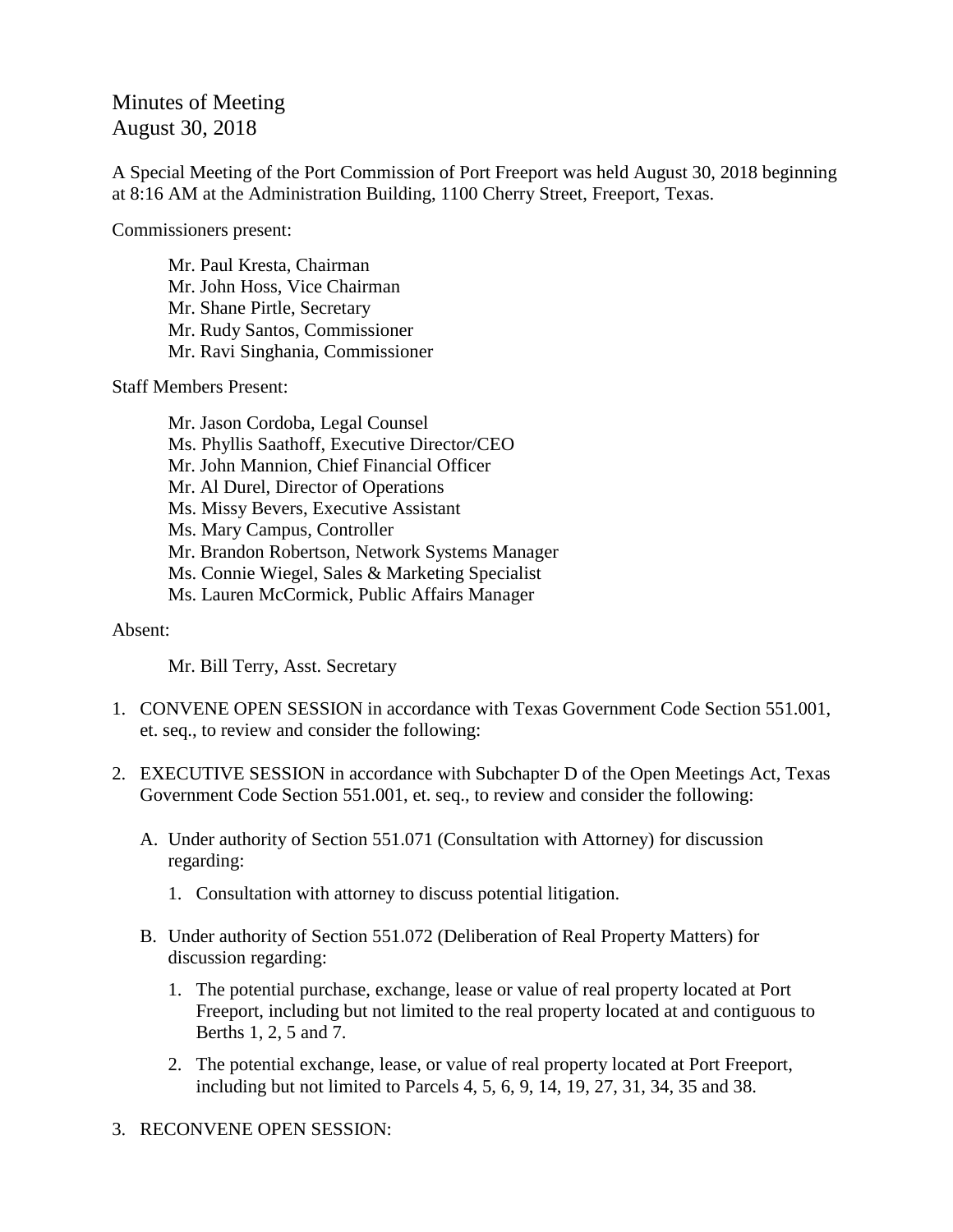# Minutes of Meeting
August 30, 2018

A Special Meeting of the Port Commission of Port Freeport was held August 30, 2018 beginning at 8:16 AM at the Administration Building, 1100 Cherry Street, Freeport, Texas.

Commissioners present:

Mr. Paul Kresta, Chairman
Mr. John Hoss, Vice Chairman
Mr. Shane Pirtle, Secretary
Mr. Rudy Santos, Commissioner
Mr. Ravi Singhania, Commissioner

Staff Members Present:

Mr. Jason Cordoba, Legal Counsel
Ms. Phyllis Saathoff, Executive Director/CEO
Mr. John Mannion, Chief Financial Officer
Mr. Al Durel, Director of Operations
Ms. Missy Bevers, Executive Assistant
Ms. Mary Campus, Controller
Mr. Brandon Robertson, Network Systems Manager
Ms. Connie Wiegel, Sales & Marketing Specialist
Ms. Lauren McCormick, Public Affairs Manager

Absent:

Mr. Bill Terry, Asst. Secretary

1. CONVENE OPEN SESSION in accordance with Texas Government Code Section 551.001, et. seq., to review and consider the following:

2. EXECUTIVE SESSION in accordance with Subchapter D of the Open Meetings Act, Texas Government Code Section 551.001, et. seq., to review and consider the following:

   A. Under authority of Section 551.071 (Consultation with Attorney) for discussion regarding:

      1. Consultation with attorney to discuss potential litigation.

   B. Under authority of Section 551.072 (Deliberation of Real Property Matters) for discussion regarding:

      1. The potential purchase, exchange, lease or value of real property located at Port Freeport, including but not limited to the real property located at and contiguous to Berths 1, 2, 5 and 7.

      2. The potential exchange, lease, or value of real property located at Port Freeport, including but not limited to Parcels 4, 5, 6, 9, 14, 19, 27, 31, 34, 35 and 38.

3. RECONVENE OPEN SESSION: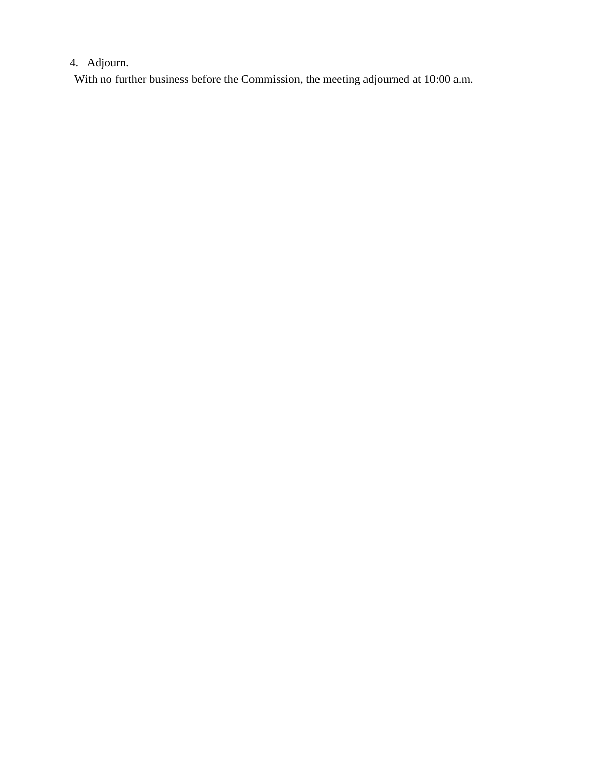4. Adjourn.

With no further business before the Commission, the meeting adjourned at 10:00 a.m.